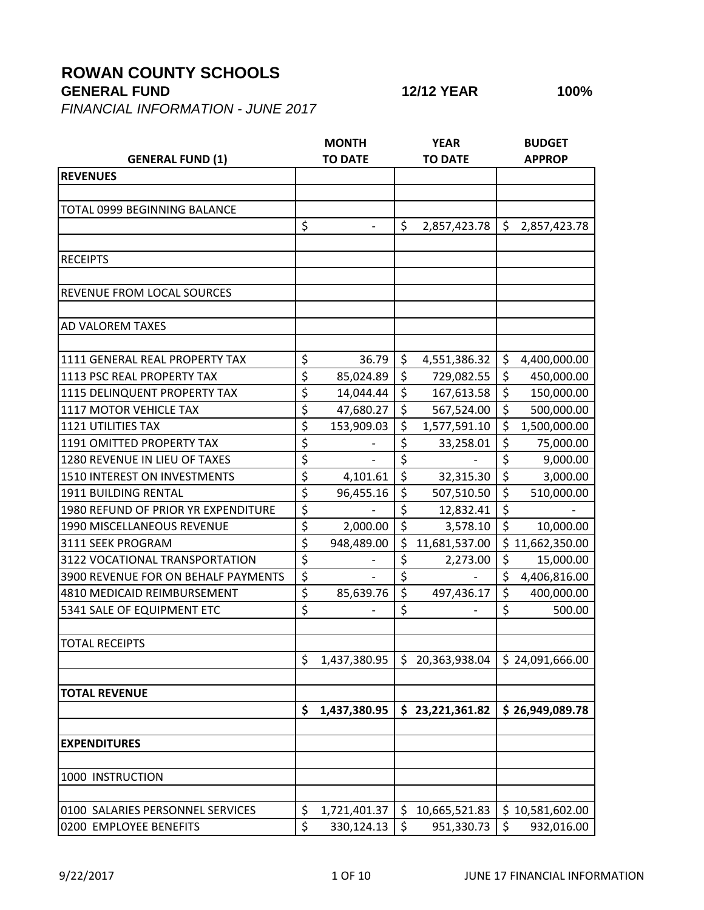# ROWAN COUNTY SCHOOLS

**GENERAL FUND** **12/12 YEAR** **100%**

*FINANCIAL INFORMATION - JUNE 2017*

| GENERAL FUND (1) | MONTH TO DATE | YEAR TO DATE | BUDGET APPROP |
|---|---|---|---|
| **REVENUES** | | | |
| | | | |
| TOTAL 0999 BEGINNING BALANCE | | | |
| | $ - | $ 2,857,423.78 | $ 2,857,423.78 |
| | | | |
| RECEIPTS | | | |
| | | | |
| REVENUE FROM LOCAL SOURCES | | | |
| | | | |
| AD VALOREM TAXES | | | |
| | | | |
| 1111 GENERAL REAL PROPERTY TAX | $ 36.79 | $ 4,551,386.32 | $ 4,400,000.00 |
| 1113 PSC REAL PROPERTY TAX | $ 85,024.89 | $ 729,082.55 | $ 450,000.00 |
| 1115 DELINQUENT PROPERTY TAX | $ 14,044.44 | $ 167,613.58 | $ 150,000.00 |
| 1117 MOTOR VEHICLE TAX | $ 47,680.27 | $ 567,524.00 | $ 500,000.00 |
| 1121 UTILITIES TAX | $ 153,909.03 | $ 1,577,591.10 | $ 1,500,000.00 |
| 1191 OMITTED PROPERTY TAX | $ - | $ 33,258.01 | $ 75,000.00 |
| 1280 REVENUE IN LIEU OF TAXES | $ - | $ - | $ 9,000.00 |
| 1510 INTEREST ON INVESTMENTS | $ 4,101.61 | $ 32,315.30 | $ 3,000.00 |
| 1911 BUILDING RENTAL | $ 96,455.16 | $ 507,510.50 | $ 510,000.00 |
| 1980 REFUND OF PRIOR YR EXPENDITURE | $ - | $ 12,832.41 | $ - |
| 1990 MISCELLANEOUS REVENUE | $ 2,000.00 | $ 3,578.10 | $ 10,000.00 |
| 3111 SEEK PROGRAM | $ 948,489.00 | $ 11,681,537.00 | $ 11,662,350.00 |
| 3122 VOCATIONAL TRANSPORTATION | $ - | $ 2,273.00 | $ 15,000.00 |
| 3900 REVENUE FOR ON BEHALF PAYMENTS | $ - | $ - | $ 4,406,816.00 |
| 4810 MEDICAID REIMBURSEMENT | $ 85,639.76 | $ 497,436.17 | $ 400,000.00 |
| 5341 SALE OF EQUIPMENT ETC | $ - | $ - | $ 500.00 |
| | | | |
| TOTAL RECEIPTS | | | |
| | $ 1,437,380.95 | $ 20,363,938.04 | $ 24,091,666.00 |
| | | | |
| **TOTAL REVENUE** | | | |
| | **$ 1,437,380.95** | **$ 23,221,361.82** | **$ 26,949,089.78** |
| | | | |
| **EXPENDITURES** | | | |
| | | | |
| 1000 INSTRUCTION | | | |
| | | | |
| 0100 SALARIES PERSONNEL SERVICES | $ 1,721,401.37 | $ 10,665,521.83 | $ 10,581,602.00 |
| 0200 EMPLOYEE BENEFITS | $ 330,124.13 | $ 951,330.73 | $ 932,016.00 |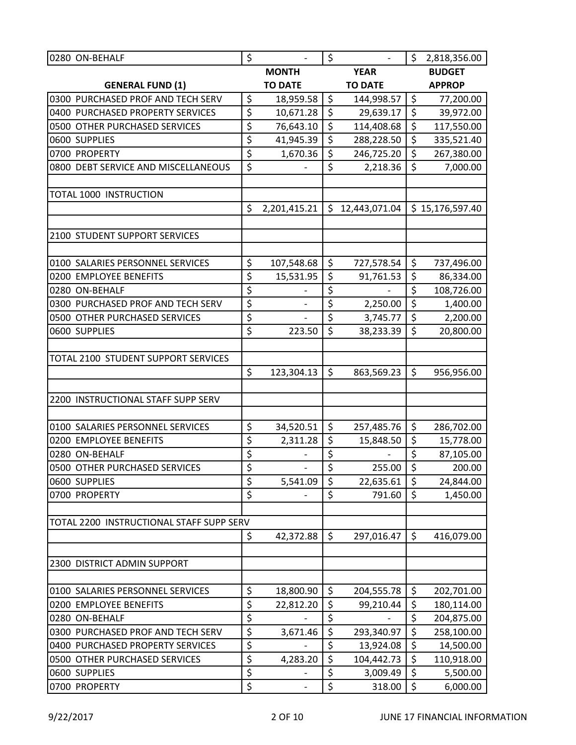| 0280 ON-BEHALF | $ - | $ - | $ 2,818,356.00 |
|---|---|---|---|
| **GENERAL FUND (1)** | **MONTH TO DATE** | **YEAR TO DATE** | **BUDGET APPROP** |
| 0300 PURCHASED PROF AND TECH SERV | $ 18,959.58 | $ 144,998.57 | $ 77,200.00 |
| 0400 PURCHASED PROPERTY SERVICES | $ 10,671.28 | $ 29,639.17 | $ 39,972.00 |
| 0500 OTHER PURCHASED SERVICES | $ 76,643.10 | $ 114,408.68 | $ 117,550.00 |
| 0600 SUPPLIES | $ 41,945.39 | $ 288,228.50 | $ 335,521.40 |
| 0700 PROPERTY | $ 1,670.36 | $ 246,725.20 | $ 267,380.00 |
| 0800 DEBT SERVICE AND MISCELLANEOUS | $ - | $ 2,218.36 | $ 7,000.00 |
| | | | |
| TOTAL 1000 INSTRUCTION | | | |
| | $ 2,201,415.21 | $ 12,443,071.04 | $ 15,176,597.40 |
| | | | |
| 2100 STUDENT SUPPORT SERVICES | | | |
| | | | |
| 0100 SALARIES PERSONNEL SERVICES | $ 107,548.68 | $ 727,578.54 | $ 737,496.00 |
| 0200 EMPLOYEE BENEFITS | $ 15,531.95 | $ 91,761.53 | $ 86,334.00 |
| 0280 ON-BEHALF | $ - | $ - | $ 108,726.00 |
| 0300 PURCHASED PROF AND TECH SERV | $ - | $ 2,250.00 | $ 1,400.00 |
| 0500 OTHER PURCHASED SERVICES | $ - | $ 3,745.77 | $ 2,200.00 |
| 0600 SUPPLIES | $ 223.50 | $ 38,233.39 | $ 20,800.00 |
| | | | |
| TOTAL 2100 STUDENT SUPPORT SERVICES | | | |
| | $ 123,304.13 | $ 863,569.23 | $ 956,956.00 |
| | | | |
| 2200 INSTRUCTIONAL STAFF SUPP SERV | | | |
| | | | |
| 0100 SALARIES PERSONNEL SERVICES | $ 34,520.51 | $ 257,485.76 | $ 286,702.00 |
| 0200 EMPLOYEE BENEFITS | $ 2,311.28 | $ 15,848.50 | $ 15,778.00 |
| 0280 ON-BEHALF | $ - | $ - | $ 87,105.00 |
| 0500 OTHER PURCHASED SERVICES | $ - | $ 255.00 | $ 200.00 |
| 0600 SUPPLIES | $ 5,541.09 | $ 22,635.61 | $ 24,844.00 |
| 0700 PROPERTY | $ - | $ 791.60 | $ 1,450.00 |
| | | | |
| TOTAL 2200 INSTRUCTIONAL STAFF SUPP SERV | | | |
| | $ 42,372.88 | $ 297,016.47 | $ 416,079.00 |
| | | | |
| 2300 DISTRICT ADMIN SUPPORT | | | |
| | | | |
| 0100 SALARIES PERSONNEL SERVICES | $ 18,800.90 | $ 204,555.78 | $ 202,701.00 |
| 0200 EMPLOYEE BENEFITS | $ 22,812.20 | $ 99,210.44 | $ 180,114.00 |
| 0280 ON-BEHALF | $ - | $ - | $ 204,875.00 |
| 0300 PURCHASED PROF AND TECH SERV | $ 3,671.46 | $ 293,340.97 | $ 258,100.00 |
| 0400 PURCHASED PROPERTY SERVICES | $ - | $ 13,924.08 | $ 14,500.00 |
| 0500 OTHER PURCHASED SERVICES | $ 4,283.20 | $ 104,442.73 | $ 110,918.00 |
| 0600 SUPPLIES | $ - | $ 3,009.49 | $ 5,500.00 |
| 0700 PROPERTY | $ - | $ 318.00 | $ 6,000.00 |

9/22/2017 JUNE 17 FINANCIAL INFORMATION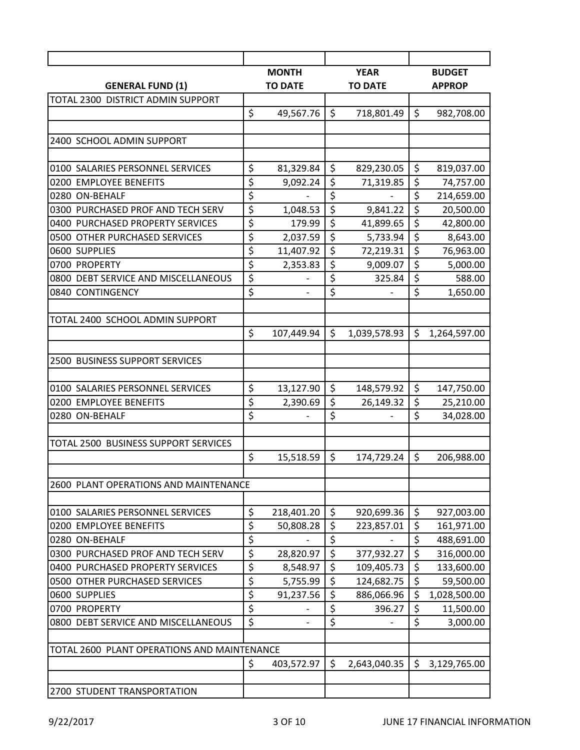| GENERAL FUND (1) | MONTH TO DATE | YEAR TO DATE | BUDGET APPROP |
|---|---|---|---|
| TOTAL 2300 DISTRICT ADMIN SUPPORT | | | |
| | $ 49,567.76 | $ 718,801.49 | $ 982,708.00 |
| | | | |
| 2400 SCHOOL ADMIN SUPPORT | | | |
| | | | |
| 0100 SALARIES PERSONNEL SERVICES | $ 81,329.84 | $ 829,230.05 | $ 819,037.00 |
| 0200 EMPLOYEE BENEFITS | $ 9,092.24 | $ 71,319.85 | $ 74,757.00 |
| 0280 ON-BEHALF | $ - | $ - | $ 214,659.00 |
| 0300 PURCHASED PROF AND TECH SERV | $ 1,048.53 | $ 9,841.22 | $ 20,500.00 |
| 0400 PURCHASED PROPERTY SERVICES | $ 179.99 | $ 41,899.65 | $ 42,800.00 |
| 0500 OTHER PURCHASED SERVICES | $ 2,037.59 | $ 5,733.94 | $ 8,643.00 |
| 0600 SUPPLIES | $ 11,407.92 | $ 72,219.31 | $ 76,963.00 |
| 0700 PROPERTY | $ 2,353.83 | $ 9,009.07 | $ 5,000.00 |
| 0800 DEBT SERVICE AND MISCELLANEOUS | $ - | $ 325.84 | $ 588.00 |
| 0840 CONTINGENCY | $ - | $ - | $ 1,650.00 |
| | | | |
| TOTAL 2400 SCHOOL ADMIN SUPPORT | | | |
| | $ 107,449.94 | $ 1,039,578.93 | $ 1,264,597.00 |
| | | | |
| 2500 BUSINESS SUPPORT SERVICES | | | |
| | | | |
| 0100 SALARIES PERSONNEL SERVICES | $ 13,127.90 | $ 148,579.92 | $ 147,750.00 |
| 0200 EMPLOYEE BENEFITS | $ 2,390.69 | $ 26,149.32 | $ 25,210.00 |
| 0280 ON-BEHALF | $ - | $ - | $ 34,028.00 |
| | | | |
| TOTAL 2500 BUSINESS SUPPORT SERVICES | | | |
| | $ 15,518.59 | $ 174,729.24 | $ 206,988.00 |
| | | | |
| 2600 PLANT OPERATIONS AND MAINTENANCE | | | |
| | | | |
| 0100 SALARIES PERSONNEL SERVICES | $ 218,401.20 | $ 920,699.36 | $ 927,003.00 |
| 0200 EMPLOYEE BENEFITS | $ 50,808.28 | $ 223,857.01 | $ 161,971.00 |
| 0280 ON-BEHALF | $ - | $ - | $ 488,691.00 |
| 0300 PURCHASED PROF AND TECH SERV | $ 28,820.97 | $ 377,932.27 | $ 316,000.00 |
| 0400 PURCHASED PROPERTY SERVICES | $ 8,548.97 | $ 109,405.73 | $ 133,600.00 |
| 0500 OTHER PURCHASED SERVICES | $ 5,755.99 | $ 124,682.75 | $ 59,500.00 |
| 0600 SUPPLIES | $ 91,237.56 | $ 886,066.96 | $ 1,028,500.00 |
| 0700 PROPERTY | $ - | $ 396.27 | $ 11,500.00 |
| 0800 DEBT SERVICE AND MISCELLANEOUS | $ - | $ - | $ 3,000.00 |
| | | | |
| TOTAL 2600 PLANT OPERATIONS AND MAINTENANCE | | | |
| | $ 403,572.97 | $ 2,643,040.35 | $ 3,129,765.00 |
| | | | |
| 2700 STUDENT TRANSPORTATION | | | |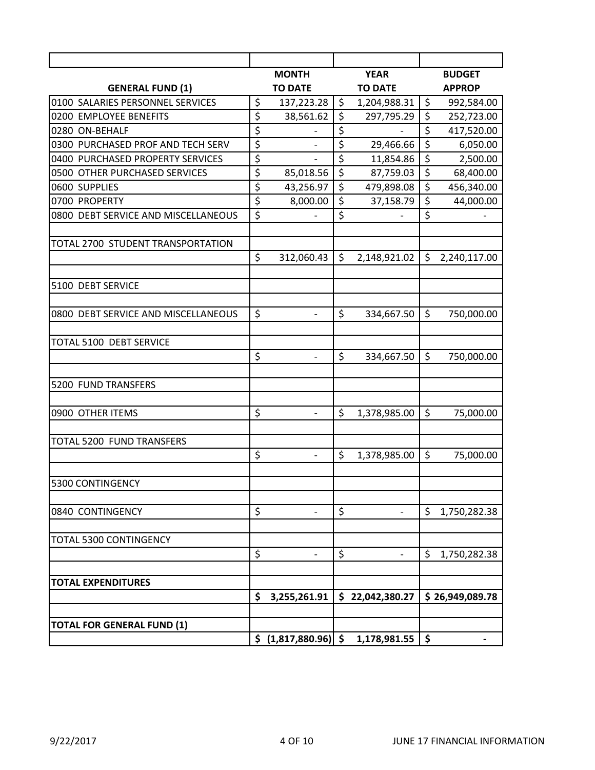| GENERAL FUND (1) | MONTH TO DATE | YEAR TO DATE | BUDGET APPROP |
|---|---|---|---|
| 0100 SALARIES PERSONNEL SERVICES | $ 137,223.28 | $ 1,204,988.31 | $ 992,584.00 |
| 0200 EMPLOYEE BENEFITS | $ 38,561.62 | $ 297,795.29 | $ 252,723.00 |
| 0280 ON-BEHALF | $ - | $ - | $ 417,520.00 |
| 0300 PURCHASED PROF AND TECH SERV | $ - | $ 29,466.66 | $ 6,050.00 |
| 0400 PURCHASED PROPERTY SERVICES | $ - | $ 11,854.86 | $ 2,500.00 |
| 0500 OTHER PURCHASED SERVICES | $ 85,018.56 | $ 87,759.03 | $ 68,400.00 |
| 0600 SUPPLIES | $ 43,256.97 | $ 479,898.08 | $ 456,340.00 |
| 0700 PROPERTY | $ 8,000.00 | $ 37,158.79 | $ 44,000.00 |
| 0800 DEBT SERVICE AND MISCELLANEOUS | $ - | $ - | $ - |
| | | | |
| TOTAL 2700 STUDENT TRANSPORTATION | | | |
| | $ 312,060.43 | $ 2,148,921.02 | $ 2,240,117.00 |
| | | | |
| 5100 DEBT SERVICE | | | |
| | | | |
| 0800 DEBT SERVICE AND MISCELLANEOUS | $ - | $ 334,667.50 | $ 750,000.00 |
| | | | |
| TOTAL 5100 DEBT SERVICE | | | |
| | $ - | $ 334,667.50 | $ 750,000.00 |
| | | | |
| 5200 FUND TRANSFERS | | | |
| | | | |
| 0900 OTHER ITEMS | $ - | $ 1,378,985.00 | $ 75,000.00 |
| | | | |
| TOTAL 5200 FUND TRANSFERS | | | |
| | $ - | $ 1,378,985.00 | $ 75,000.00 |
| | | | |
| 5300 CONTINGENCY | | | |
| | | | |
| 0840 CONTINGENCY | $ - | $ - | $ 1,750,282.38 |
| | | | |
| TOTAL 5300 CONTINGENCY | | | |
| | $ - | $ - | $ 1,750,282.38 |
| | | | |
| **TOTAL EXPENDITURES** | | | |
| | **$ 3,255,261.91** | **$ 22,042,380.27** | **$ 26,949,089.78** |
| | | | |
| **TOTAL FOR GENERAL FUND (1)** | | | |
| | **$ (1,817,880.96)** | **$ 1,178,981.55** | **$ -** |

9/22/2017 JUNE 17 FINANCIAL INFORMATION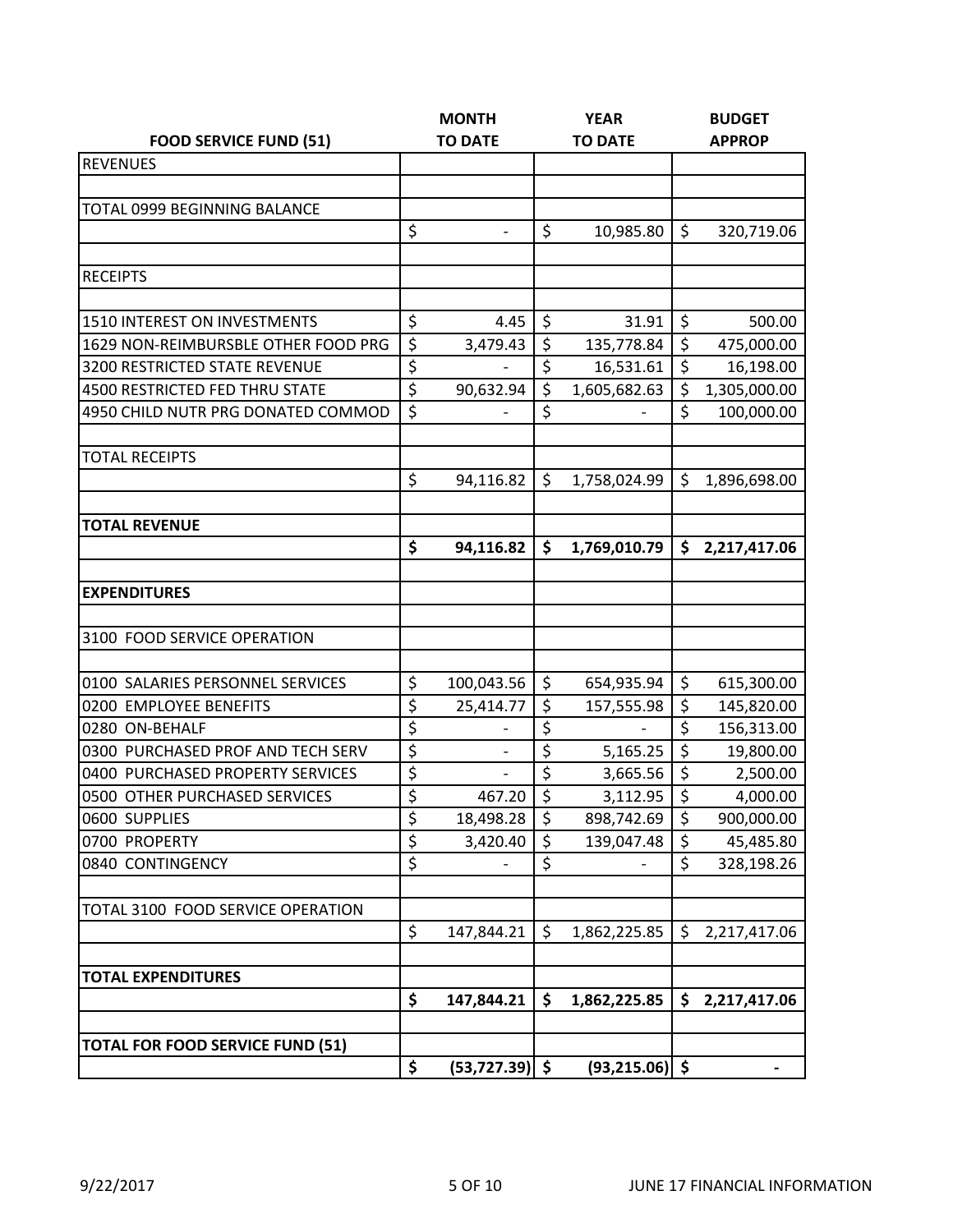| FOOD SERVICE FUND (51) | MONTH TO DATE | YEAR TO DATE | BUDGET APPROP |
|---|---|---|---|
| REVENUES | | | |
| | | | |
| TOTAL 0999 BEGINNING BALANCE | | | |
| | $ - | $ 10,985.80 | $ 320,719.06 |
| | | | |
| RECEIPTS | | | |
| | | | |
| 1510 INTEREST ON INVESTMENTS | $ 4.45 | $ 31.91 | $ 500.00 |
| 1629 NON-REIMBURSBLE OTHER FOOD PRG | $ 3,479.43 | $ 135,778.84 | $ 475,000.00 |
| 3200 RESTRICTED STATE REVENUE | $ - | $ 16,531.61 | $ 16,198.00 |
| 4500 RESTRICTED FED THRU STATE | $ 90,632.94 | $ 1,605,682.63 | $ 1,305,000.00 |
| 4950 CHILD NUTR PRG DONATED COMMOD | $ - | $ - | $ 100,000.00 |
| | | | |
| TOTAL RECEIPTS | | | |
| | $ 94,116.82 | $ 1,758,024.99 | $ 1,896,698.00 |
| | | | |
| **TOTAL REVENUE** | | | |
| | **$ 94,116.82** | **$ 1,769,010.79** | **$ 2,217,417.06** |
| | | | |
| **EXPENDITURES** | | | |
| | | | |
| 3100 FOOD SERVICE OPERATION | | | |
| | | | |
| 0100 SALARIES PERSONNEL SERVICES | $ 100,043.56 | $ 654,935.94 | $ 615,300.00 |
| 0200 EMPLOYEE BENEFITS | $ 25,414.77 | $ 157,555.98 | $ 145,820.00 |
| 0280 ON-BEHALF | $ - | $ - | $ 156,313.00 |
| 0300 PURCHASED PROF AND TECH SERV | $ - | $ 5,165.25 | $ 19,800.00 |
| 0400 PURCHASED PROPERTY SERVICES | $ - | $ 3,665.56 | $ 2,500.00 |
| 0500 OTHER PURCHASED SERVICES | $ 467.20 | $ 3,112.95 | $ 4,000.00 |
| 0600 SUPPLIES | $ 18,498.28 | $ 898,742.69 | $ 900,000.00 |
| 0700 PROPERTY | $ 3,420.40 | $ 139,047.48 | $ 45,485.80 |
| 0840 CONTINGENCY | $ - | $ - | $ 328,198.26 |
| | | | |
| TOTAL 3100 FOOD SERVICE OPERATION | | | |
| | $ 147,844.21 | $ 1,862,225.85 | $ 2,217,417.06 |
| | | | |
| **TOTAL EXPENDITURES** | | | |
| | **$ 147,844.21** | **$ 1,862,225.85** | **$ 2,217,417.06** |
| | | | |
| **TOTAL FOR FOOD SERVICE FUND (51)** | | | |
| | **$ (53,727.39)** | **$ (93,215.06)** | **$ -** |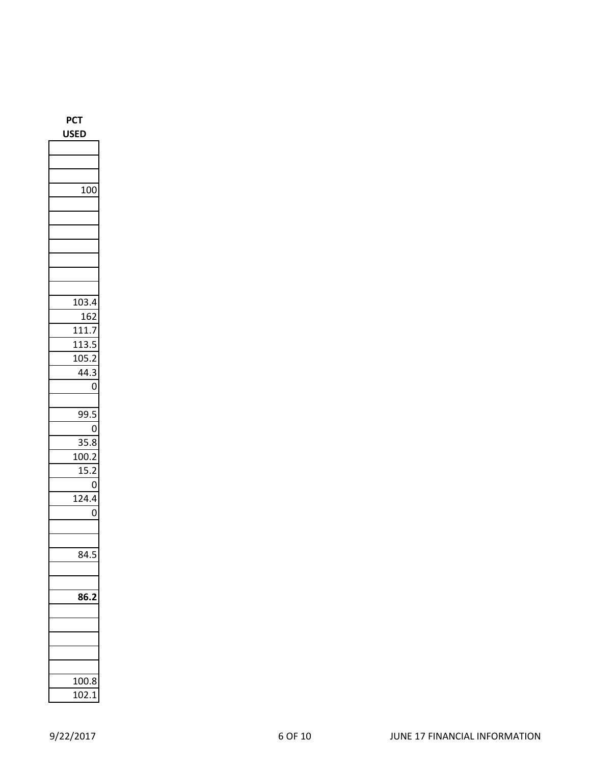| PCT USED |
|---:|
| |
| |
| |
| 100 |
| |
| |
| |
| |
| |
| |
| |
| 103.4 |
| 162 |
| 111.7 |
| 113.5 |
| 105.2 |
| 44.3 |
| 0 |
| |
| 99.5 |
| 0 |
| 35.8 |
| 100.2 |
| 15.2 |
| 0 |
| 124.4 |
| 0 |
| |
| |
| 84.5 |
| |
| |
| **86.2** |
| |
| |
| |
| |
| |
| 100.8 |
| 102.1 |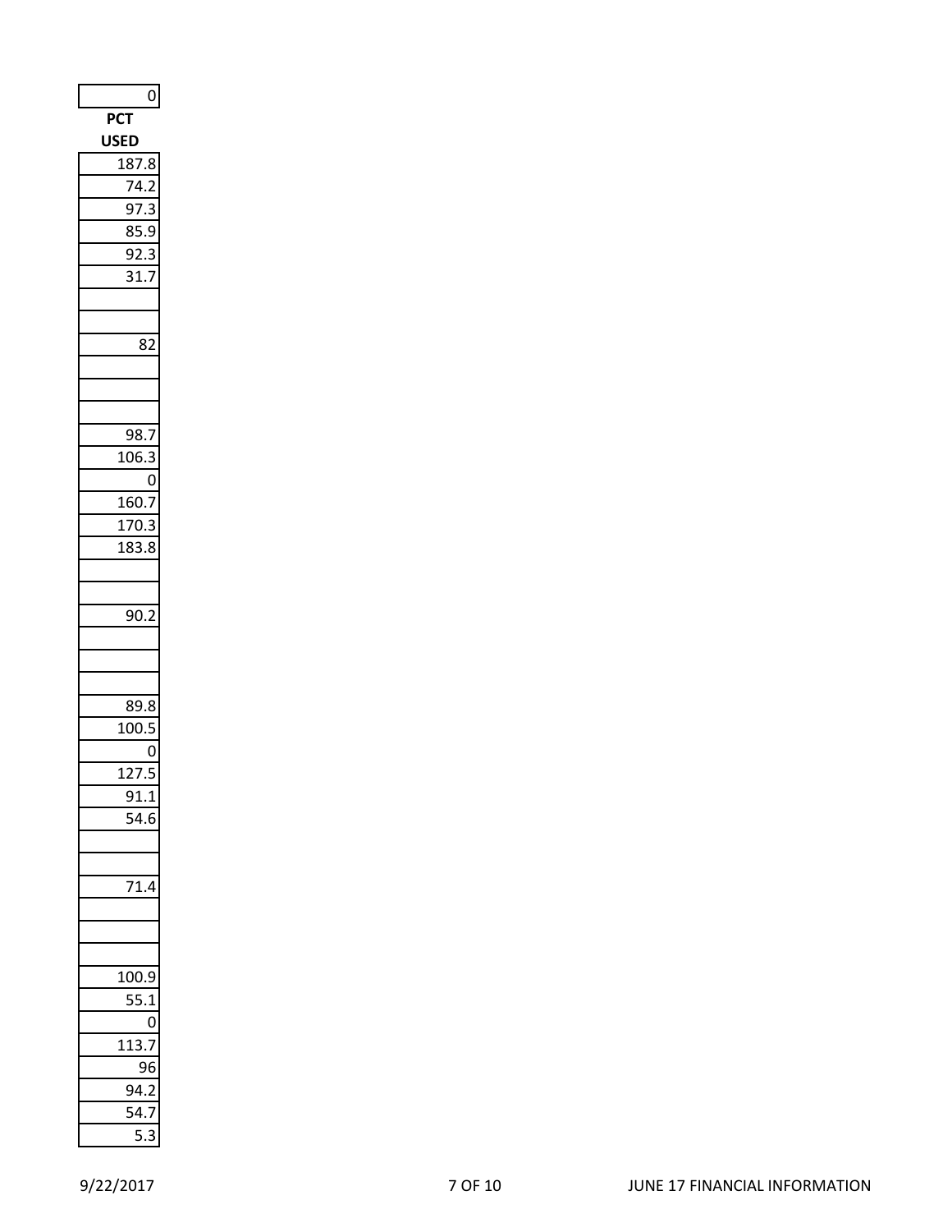| 0 |
|---|
| **PCT USED** |
| 187.8 |
| 74.2 |
| 97.3 |
| 85.9 |
| 92.3 |
| 31.7 |
| |
| |
| 82 |
| |
| |
| |
| 98.7 |
| 106.3 |
| 0 |
| 160.7 |
| 170.3 |
| 183.8 |
| |
| |
| 90.2 |
| |
| |
| |
| 89.8 |
| 100.5 |
| 0 |
| 127.5 |
| 91.1 |
| 54.6 |
| |
| |
| 71.4 |
| |
| |
| |
| 100.9 |
| 55.1 |
| 0 |
| 113.7 |
| 96 |
| 94.2 |
| 54.7 |
| 5.3 |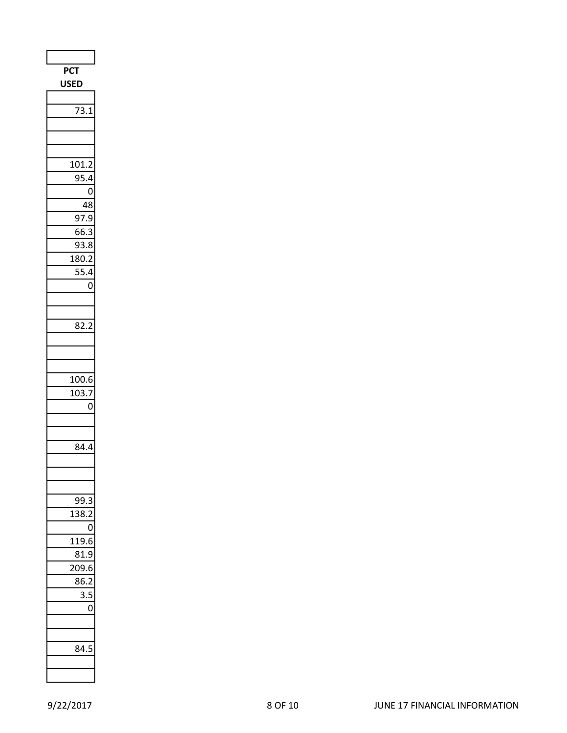| PCT USED |
|---|
| |
| 73.1 |
| |
| |
| |
| 101.2 |
| 95.4 |
| 0 |
| 48 |
| 97.9 |
| 66.3 |
| 93.8 |
| 180.2 |
| 55.4 |
| 0 |
| |
| |
| 82.2 |
| |
| |
| |
| 100.6 |
| 103.7 |
| 0 |
| |
| |
| 84.4 |
| |
| |
| |
| 99.3 |
| 138.2 |
| 0 |
| 119.6 |
| 81.9 |
| 209.6 |
| 86.2 |
| 3.5 |
| 0 |
| |
| |
| 84.5 |
| |
| |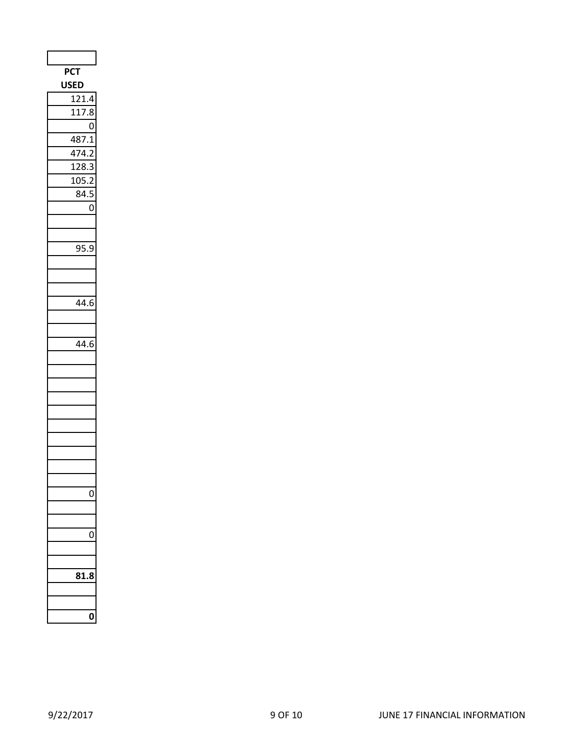| PCT USED |
|---|
| 121.4 |
| 117.8 |
| 0 |
| 487.1 |
| 474.2 |
| 128.3 |
| 105.2 |
| 84.5 |
| 0 |
| |
| |
| 95.9 |
| |
| |
| |
| 44.6 |
| |
| |
| 44.6 |
| |
| |
| |
| |
| |
| |
| |
| |
| |
| |
| 0 |
| |
| |
| 0 |
| |
| |
| **81.8** |
| |
| |
| **0** |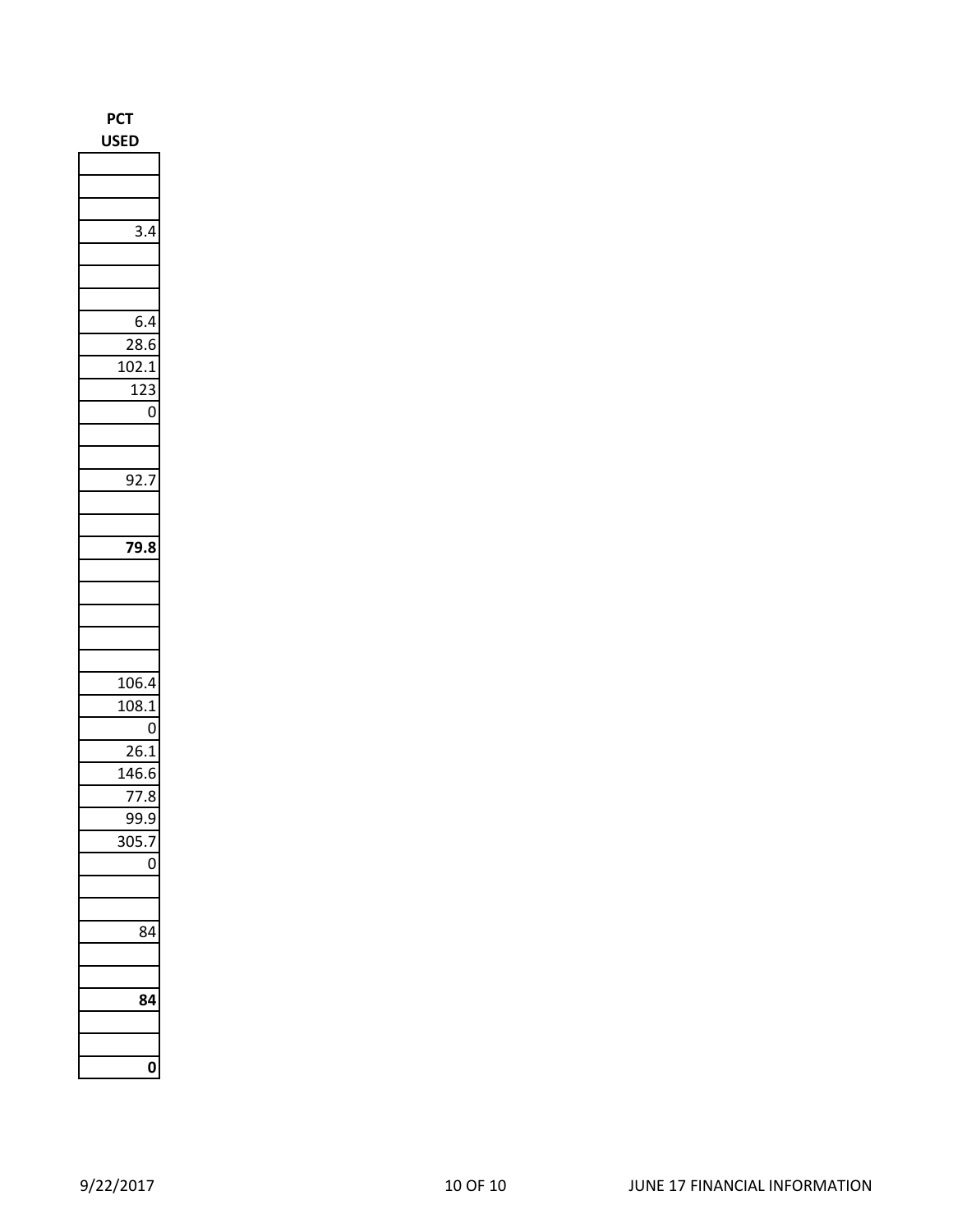| PCT USED |
|---|
| |
| |
| |
| 3.4 |
| |
| |
| |
| 6.4 |
| 28.6 |
| 102.1 |
| 123 |
| 0 |
| |
| |
| 92.7 |
| |
| |
| **79.8** |
| |
| |
| |
| |
| |
| 106.4 |
| 108.1 |
| 0 |
| 26.1 |
| 146.6 |
| 77.8 |
| 99.9 |
| 305.7 |
| 0 |
| |
| |
| 84 |
| |
| |
| **84** |
| |
| |
| **0** |